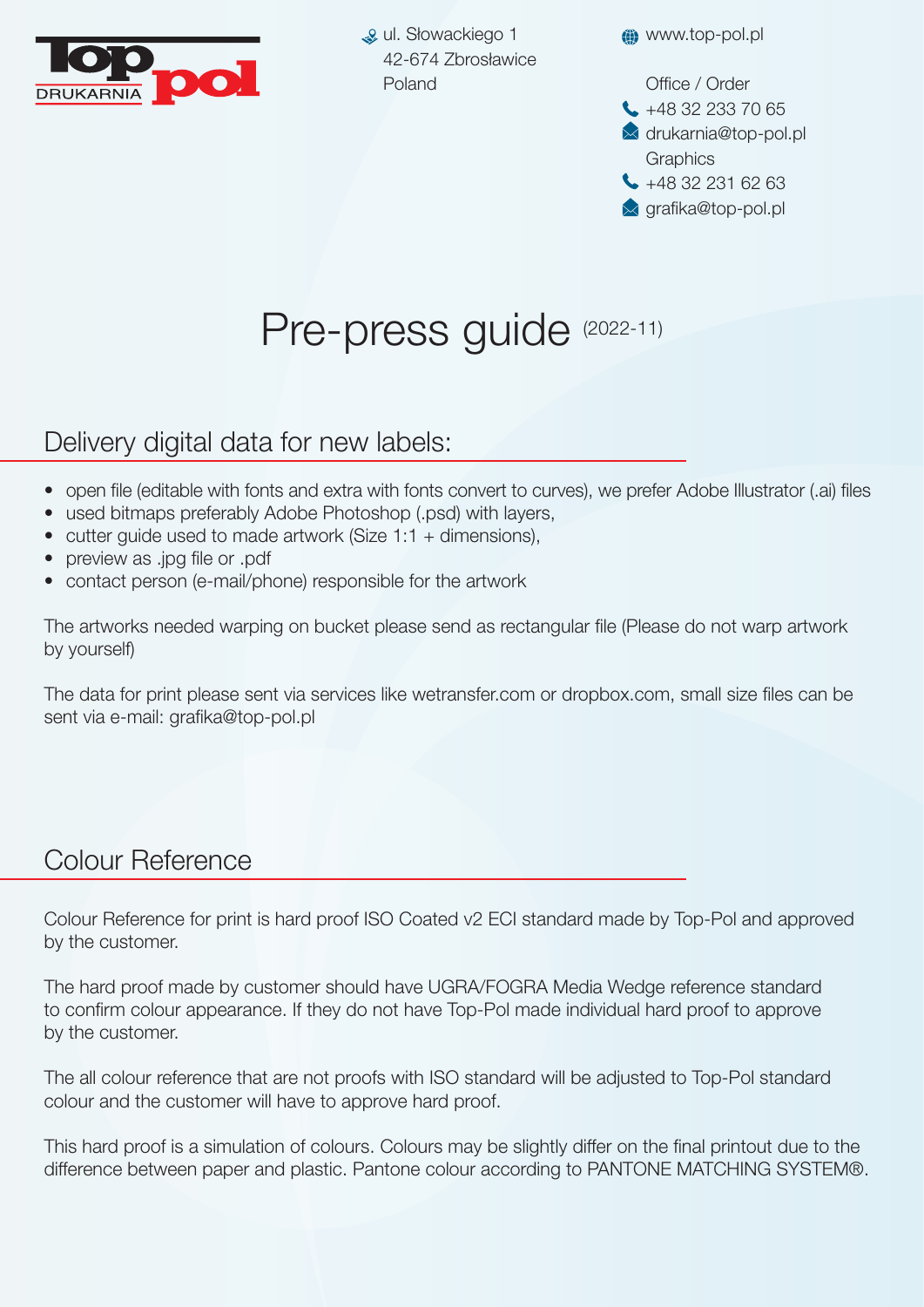Top pol DRUKARNIA

ul. Słowackiego 1
42-674 Zbrosławice
Poland

www.top-pol.pl

Office / Order
+48 32 233 70 65
drukarnia@top-pol.pl
Graphics
+48 32 231 62 63
grafika@top-pol.pl

# Pre-press guide (2022-11)

## Delivery digital data for new labels:

- open file (editable with fonts and extra with fonts convert to curves), we prefer Adobe Illustrator (.ai) files
- used bitmaps preferably Adobe Photoshop (.psd) with layers,
- cutter guide used to made artwork (Size 1:1 + dimensions),
- preview as .jpg file or .pdf
- contact person (e-mail/phone) responsible for the artwork

The artworks needed warping on bucket please send as rectangular file (Please do not warp artwork by yourself)

The data for print please sent via services like wetransfer.com or dropbox.com, small size files can be sent via e-mail: grafika@top-pol.pl

## Colour Reference

Colour Reference for print is hard proof ISO Coated v2 ECI standard made by Top-Pol and approved by the customer.

The hard proof made by customer should have UGRA/FOGRA Media Wedge reference standard to confirm colour appearance. If they do not have Top-Pol made individual hard proof to approve by the customer.

The all colour reference that are not proofs with ISO standard will be adjusted to Top-Pol standard colour and the customer will have to approve hard proof.

This hard proof is a simulation of colours. Colours may be slightly differ on the final printout due to the difference between paper and plastic. Pantone colour according to PANTONE MATCHING SYSTEM®.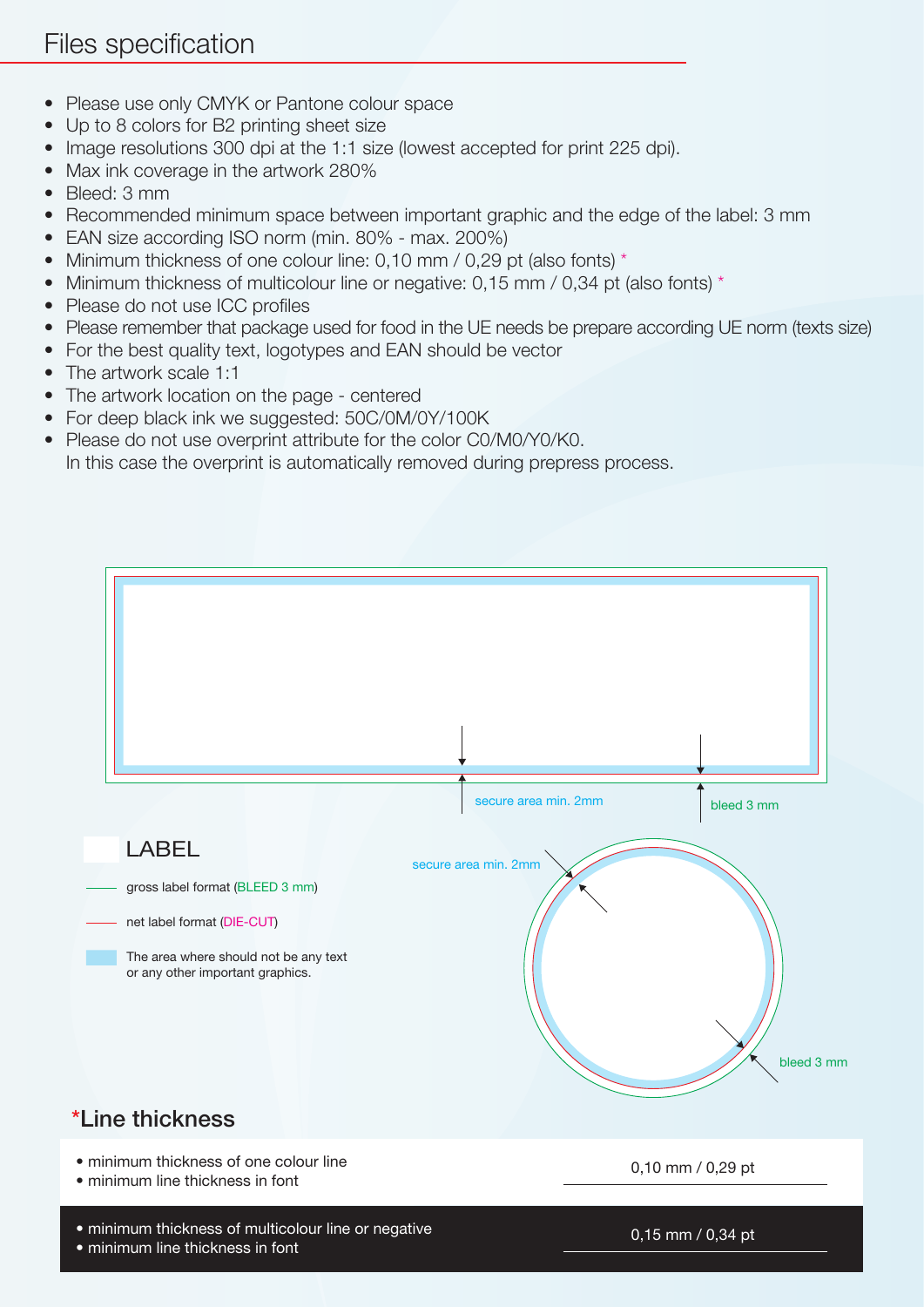# Files specification

- Please use only CMYK or Pantone colour space
- Up to 8 colors for B2 printing sheet size
- Image resolutions 300 dpi at the 1:1 size (lowest accepted for print 225 dpi).
- Max ink coverage in the artwork 280%
- Bleed: 3 mm
- Recommended minimum space between important graphic and the edge of the label: 3 mm
- EAN size according ISO norm (min. 80% - max. 200%)
- Minimum thickness of one colour line: 0,10 mm / 0,29 pt (also fonts) *
- Minimum thickness of multicolour line or negative: 0,15 mm / 0,34 pt (also fonts) *
- Please do not use ICC profiles
- Please remember that package used for food in the UE needs be prepare according UE norm (texts size)
- For the best quality text, logotypes and EAN should be vector
- The artwork scale 1:1
- The artwork location on the page - centered
- For deep black ink we suggested: 50C/0M/0Y/100K
- Please do not use overprint attribute for the color C0/M0/Y0/K0.
  In this case the overprint is automatically removed during prepress process.

secure area min. 2mm

bleed 3 mm

LABEL

gross label format (BLEED 3 mm)

net label format (DIE-CUT)

The area where should not be any text or any other important graphics.

secure area min. 2mm

bleed 3 mm

## *Line thickness

| | |
|---|---|
| • minimum thickness of one colour line<br>• minimum line thickness in font | 0,10 mm / 0,29 pt |
| • minimum thickness of multicolour line or negative<br>• minimum line thickness in font | 0,15 mm / 0,34 pt |